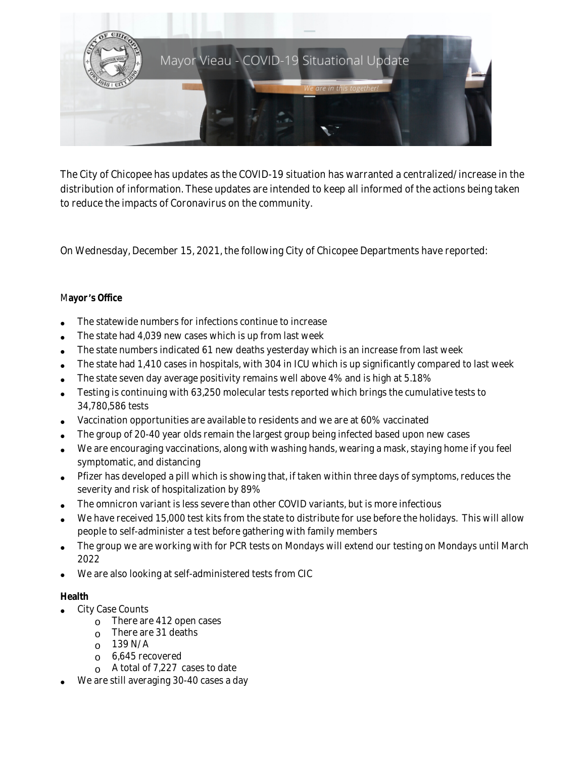Mayor Vieau - COVID-19 Situational Update

*We are in this together!*

The City of Chicopee has updates as the COVID-19 situation has warranted a centralized/increase in the distribution of information. These updates are intended to keep all informed of the actions being taken to reduce the impacts of Coronavirus on the community.

On Wednesday, December 15, 2021, the following City of Chicopee Departments have reported:

**Mayor's Office**

- The statewide numbers for infections continue to increase
- The state had 4,039 new cases which is up from last week
- The state numbers indicated 61 new deaths yesterday which is an increase from last week
- The state had 1,410 cases in hospitals, with 304 in ICU which is up significantly compared to last week
- The state seven day average positivity remains well above 4% and is high at 5.18%
- Testing is continuing with 63,250 molecular tests reported which brings the cumulative tests to 34,780,586 tests
- Vaccination opportunities are available to residents and we are at 60% vaccinated
- The group of 20-40 year olds remain the largest group being infected based upon new cases
- We are encouraging vaccinations, along with washing hands, wearing a mask, staying home if you feel symptomatic, and distancing
- Pfizer has developed a pill which is showing that, if taken within three days of symptoms, reduces the severity and risk of hospitalization by 89%
- The omnicron variant is less severe than other COVID variants, but is more infectious
- We have received 15,000 test kits from the state to distribute for use before the holidays. This will allow people to self-administer a test before gathering with family members
- The group we are working with for PCR tests on Mondays will extend our testing on Mondays until March 2022
- We are also looking at self-administered tests from CIC

**Health**

- City Case Counts
  - There are 412 open cases
  - There are 31 deaths
  - 139 N/A
  - 6,645 recovered
  - A total of 7,227 cases to date
- We are still averaging 30-40 cases a day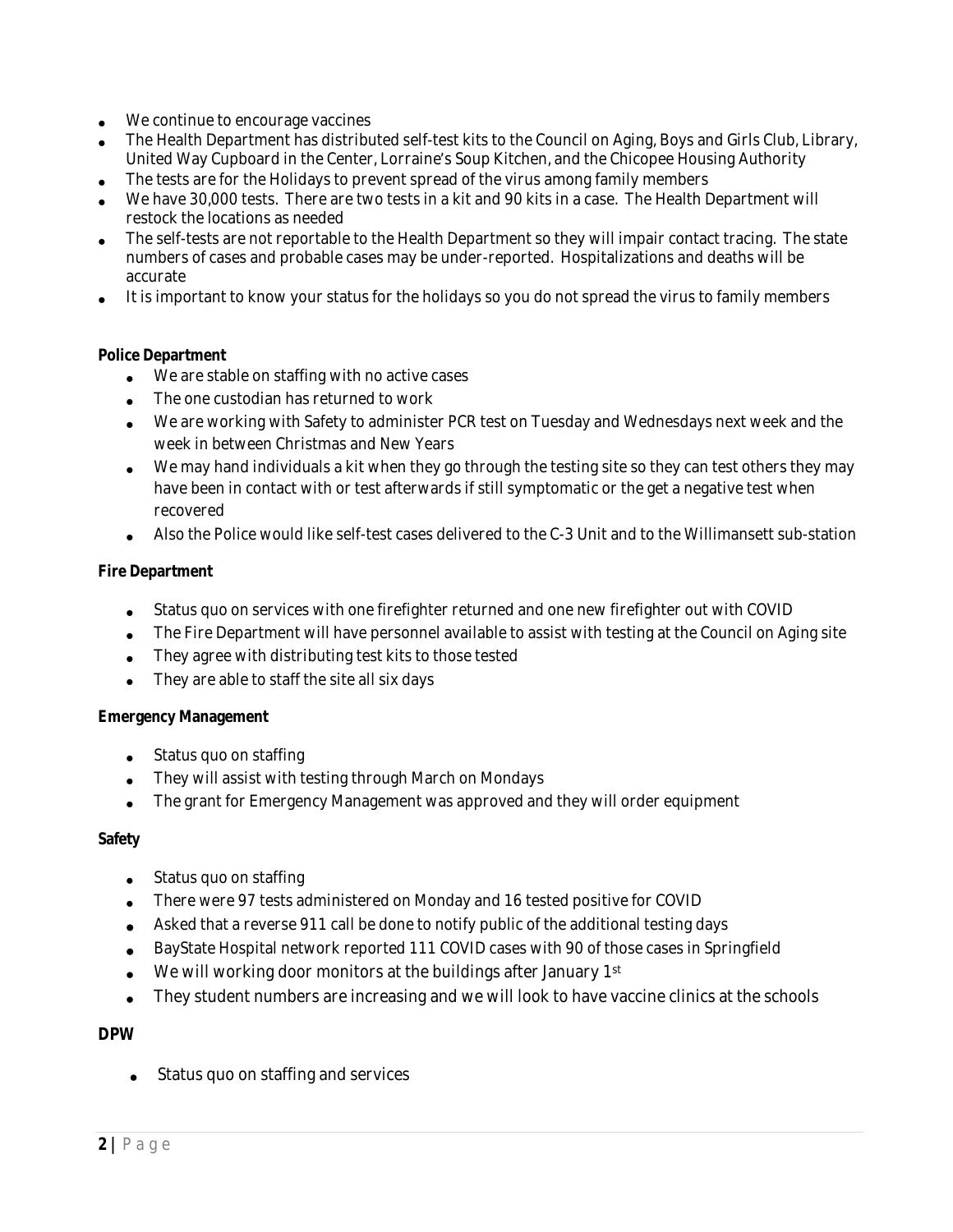- We continue to encourage vaccines
- The Health Department has distributed self-test kits to the Council on Aging, Boys and Girls Club, Library, United Way Cupboard in the Center, Lorraine's Soup Kitchen, and the Chicopee Housing Authority
- The tests are for the Holidays to prevent spread of the virus among family members
- We have 30,000 tests. There are two tests in a kit and 90 kits in a case. The Health Department will restock the locations as needed
- The self-tests are not reportable to the Health Department so they will impair contact tracing. The state numbers of cases and probable cases may be under-reported. Hospitalizations and deaths will be accurate
- It is important to know your status for the holidays so you do not spread the virus to family members

**Police Department**

- We are stable on staffing with no active cases
- The one custodian has returned to work
- We are working with Safety to administer PCR test on Tuesday and Wednesdays next week and the week in between Christmas and New Years
- We may hand individuals a kit when they go through the testing site so they can test others they may have been in contact with or test afterwards if still symptomatic or the get a negative test when recovered
- Also the Police would like self-test cases delivered to the C-3 Unit and to the Willimansett sub-station

**Fire Department**

- Status quo on services with one firefighter returned and one new firefighter out with COVID
- The Fire Department will have personnel available to assist with testing at the Council on Aging site
- They agree with distributing test kits to those tested
- They are able to staff the site all six days

**Emergency Management**

- Status quo on staffing
- They will assist with testing through March on Mondays
- The grant for Emergency Management was approved and they will order equipment

**Safety**

- Status quo on staffing
- There were 97 tests administered on Monday and 16 tested positive for COVID
- Asked that a reverse 911 call be done to notify public of the additional testing days
- BayState Hospital network reported 111 COVID cases with 90 of those cases in Springfield
- We will working door monitors at the buildings after January 1st
- They student numbers are increasing and we will look to have vaccine clinics at the schools

**DPW**

- Status quo on staffing and services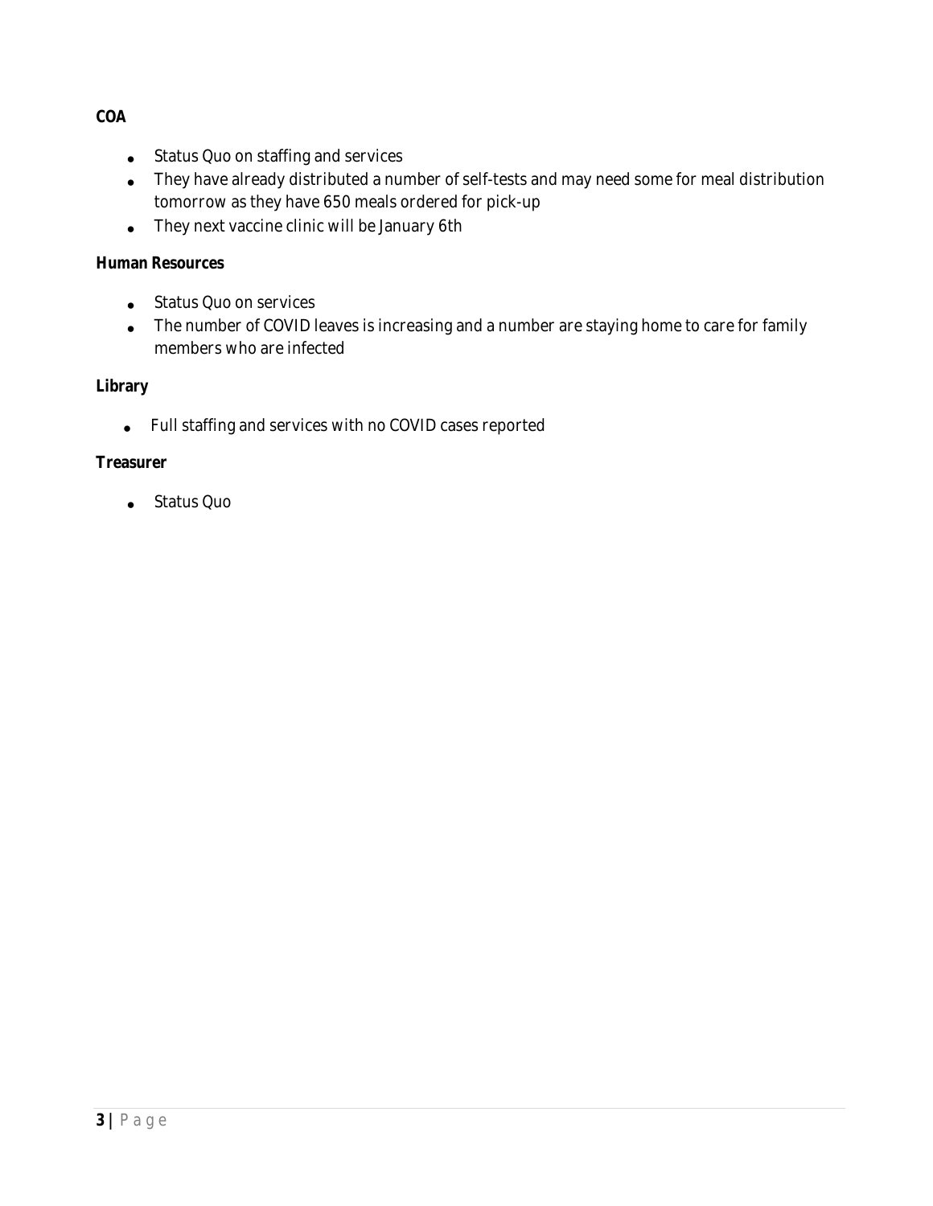**COA**

- Status Quo on staffing and services
- They have already distributed a number of self-tests and may need some for meal distribution tomorrow as they have 650 meals ordered for pick-up
- They next vaccine clinic will be January 6th

**Human Resources**

- Status Quo on services
- The number of COVID leaves is increasing and a number are staying home to care for family members who are infected

**Library**

- Full staffing and services with no COVID cases reported

**Treasurer**

- Status Quo